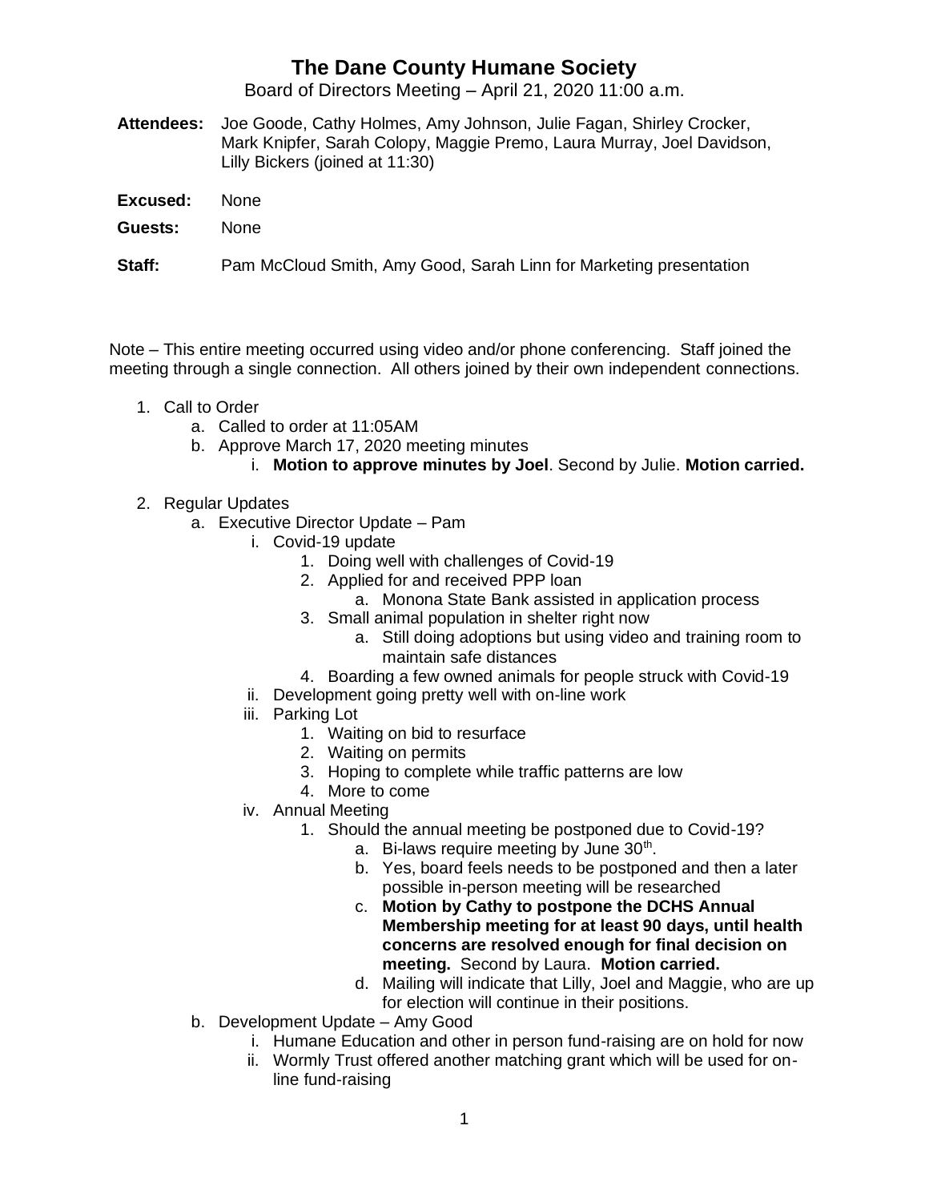# The Dane County Humane Society

Board of Directors Meeting – April 21, 2020 11:00 a.m.

**Attendees:** Joe Goode, Cathy Holmes, Amy Johnson, Julie Fagan, Shirley Crocker, Mark Knipfer, Sarah Colopy, Maggie Premo, Laura Murray, Joel Davidson, Lilly Bickers (joined at 11:30)

**Excused:** None

**Guests:** None

**Staff:** Pam McCloud Smith, Amy Good, Sarah Linn for Marketing presentation

Note – This entire meeting occurred using video and/or phone conferencing. Staff joined the meeting through a single connection. All others joined by their own independent connections.

1. Call to Order
   a. Called to order at 11:05AM
   b. Approve March 17, 2020 meeting minutes
      i. **Motion to approve minutes by Joel**. Second by Julie. **Motion carried.**
2. Regular Updates
   a. Executive Director Update – Pam
      i. Covid-19 update
         1. Doing well with challenges of Covid-19
         2. Applied for and received PPP loan
            a. Monona State Bank assisted in application process
         3. Small animal population in shelter right now
            a. Still doing adoptions but using video and training room to maintain safe distances
         4. Boarding a few owned animals for people struck with Covid-19
      ii. Development going pretty well with on-line work
      iii. Parking Lot
         1. Waiting on bid to resurface
         2. Waiting on permits
         3. Hoping to complete while traffic patterns are low
         4. More to come
      iv. Annual Meeting
         1. Should the annual meeting be postponed due to Covid-19?
            a. Bi-laws require meeting by June 30th.
            b. Yes, board feels needs to be postponed and then a later possible in-person meeting will be researched
            c. **Motion by Cathy to postpone the DCHS Annual Membership meeting for at least 90 days, until health concerns are resolved enough for final decision on meeting.** Second by Laura. **Motion carried.**
            d. Mailing will indicate that Lilly, Joel and Maggie, who are up for election will continue in their positions.
   b. Development Update – Amy Good
      i. Humane Education and other in person fund-raising are on hold for now
      ii. Wormly Trust offered another matching grant which will be used for on-line fund-raising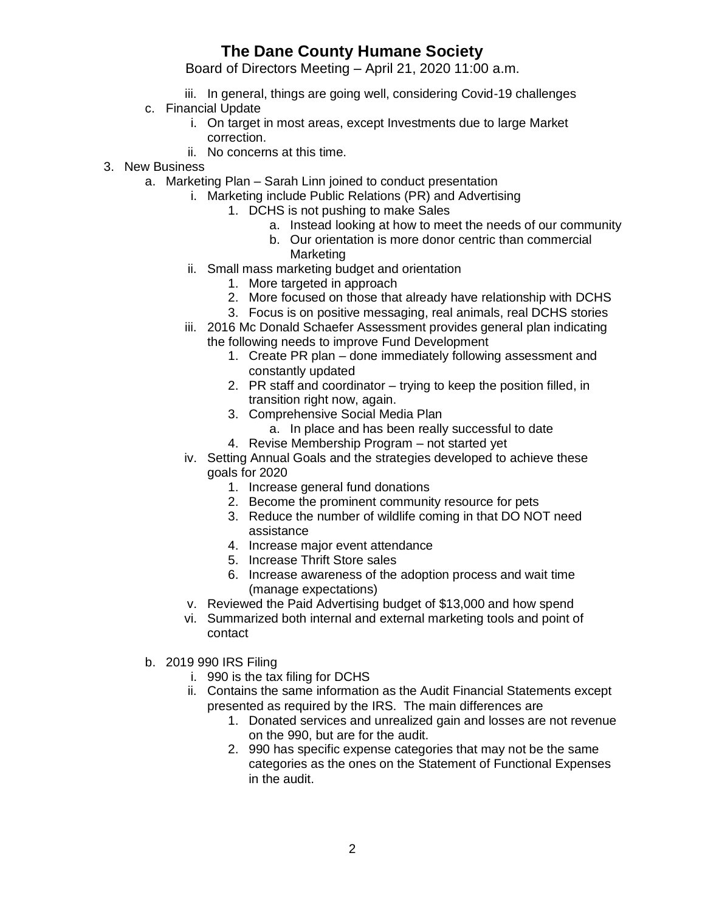iii. In general, things are going well, considering Covid-19 challenges

c. Financial Update
    i. On target in most areas, except Investments due to large Market correction.
    ii. No concerns at this time.

3. New Business
    a. Marketing Plan – Sarah Linn joined to conduct presentation
        i. Marketing include Public Relations (PR) and Advertising
            1. DCHS is not pushing to make Sales
                a. Instead looking at how to meet the needs of our community
                b. Our orientation is more donor centric than commercial Marketing
        ii. Small mass marketing budget and orientation
            1. More targeted in approach
            2. More focused on those that already have relationship with DCHS
            3. Focus is on positive messaging, real animals, real DCHS stories
        iii. 2016 Mc Donald Schaefer Assessment provides general plan indicating the following needs to improve Fund Development
            1. Create PR plan – done immediately following assessment and constantly updated
            2. PR staff and coordinator – trying to keep the position filled, in transition right now, again.
            3. Comprehensive Social Media Plan
                a. In place and has been really successful to date
            4. Revise Membership Program – not started yet
        iv. Setting Annual Goals and the strategies developed to achieve these goals for 2020
            1. Increase general fund donations
            2. Become the prominent community resource for pets
            3. Reduce the number of wildlife coming in that DO NOT need assistance
            4. Increase major event attendance
            5. Increase Thrift Store sales
            6. Increase awareness of the adoption process and wait time (manage expectations)
        v. Reviewed the Paid Advertising budget of $13,000 and how spend
        vi. Summarized both internal and external marketing tools and point of contact

    b. 2019 990 IRS Filing
        i. 990 is the tax filing for DCHS
        ii. Contains the same information as the Audit Financial Statements except presented as required by the IRS. The main differences are
            1. Donated services and unrealized gain and losses are not revenue on the 990, but are for the audit.
            2. 990 has specific expense categories that may not be the same categories as the ones on the Statement of Functional Expenses in the audit.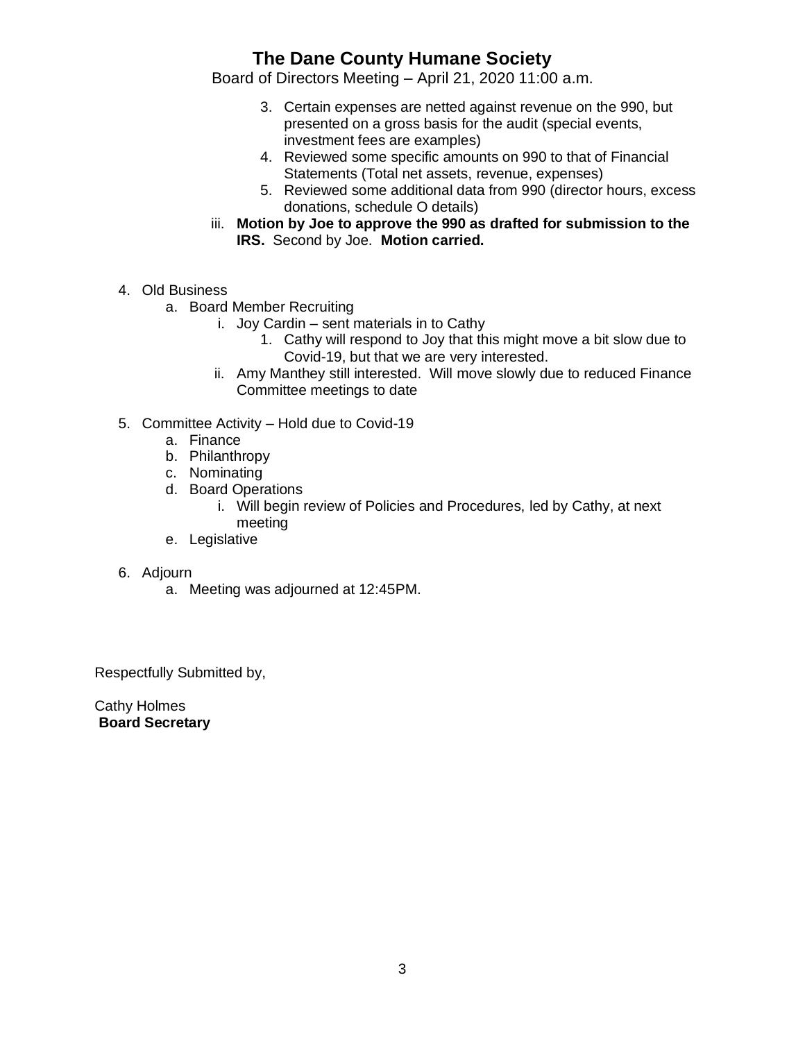3. Certain expenses are netted against revenue on the 990, but presented on a gross basis for the audit (special events, investment fees are examples)
4. Reviewed some specific amounts on 990 to that of Financial Statements (Total net assets, revenue, expenses)
5. Reviewed some additional data from 990 (director hours, excess donations, schedule O details)

iii. **Motion by Joe to approve the 990 as drafted for submission to the IRS.** Second by Joe. **Motion carried.**

4. Old Business
   a. Board Member Recruiting
      i. Joy Cardin – sent materials in to Cathy
         1. Cathy will respond to Joy that this might move a bit slow due to Covid-19, but that we are very interested.
      ii. Amy Manthey still interested. Will move slowly due to reduced Finance Committee meetings to date

5. Committee Activity – Hold due to Covid-19
   a. Finance
   b. Philanthropy
   c. Nominating
   d. Board Operations
      i. Will begin review of Policies and Procedures, led by Cathy, at next meeting
   e. Legislative

6. Adjourn
   a. Meeting was adjourned at 12:45PM.

Respectfully Submitted by,

Cathy Holmes
**Board Secretary**